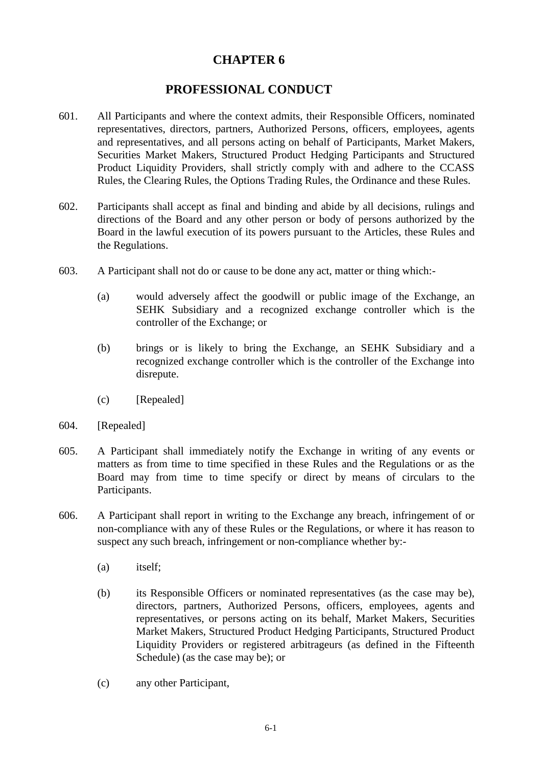# CHAPTER 6

## PROFESSIONAL CONDUCT

601. All Participants and where the context admits, their Responsible Officers, nominated representatives, directors, partners, Authorized Persons, officers, employees, agents and representatives, and all persons acting on behalf of Participants, Market Makers, Securities Market Makers, Structured Product Hedging Participants and Structured Product Liquidity Providers, shall strictly comply with and adhere to the CCASS Rules, the Clearing Rules, the Options Trading Rules, the Ordinance and these Rules.

602. Participants shall accept as final and binding and abide by all decisions, rulings and directions of the Board and any other person or body of persons authorized by the Board in the lawful execution of its powers pursuant to the Articles, these Rules and the Regulations.

603. A Participant shall not do or cause to be done any act, matter or thing which:-

    (a) would adversely affect the goodwill or public image of the Exchange, an SEHK Subsidiary and a recognized exchange controller which is the controller of the Exchange; or

    (b) brings or is likely to bring the Exchange, an SEHK Subsidiary and a recognized exchange controller which is the controller of the Exchange into disrepute.

    (c) [Repealed]

604. [Repealed]

605. A Participant shall immediately notify the Exchange in writing of any events or matters as from time to time specified in these Rules and the Regulations or as the Board may from time to time specify or direct by means of circulars to the Participants.

606. A Participant shall report in writing to the Exchange any breach, infringement of or non-compliance with any of these Rules or the Regulations, or where it has reason to suspect any such breach, infringement or non-compliance whether by:-

    (a) itself;

    (b) its Responsible Officers or nominated representatives (as the case may be), directors, partners, Authorized Persons, officers, employees, agents and representatives, or persons acting on its behalf, Market Makers, Securities Market Makers, Structured Product Hedging Participants, Structured Product Liquidity Providers or registered arbitrageurs (as defined in the Fifteenth Schedule) (as the case may be); or

    (c) any other Participant,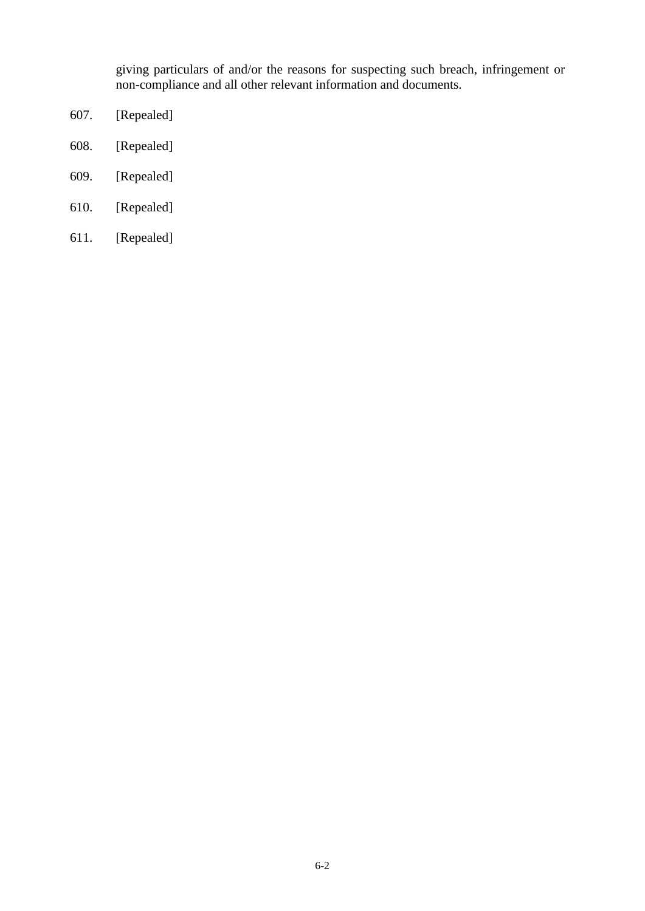giving particulars of and/or the reasons for suspecting such breach, infringement or non-compliance and all other relevant information and documents.

607. [Repealed]

608. [Repealed]

609. [Repealed]

610. [Repealed]

611. [Repealed]